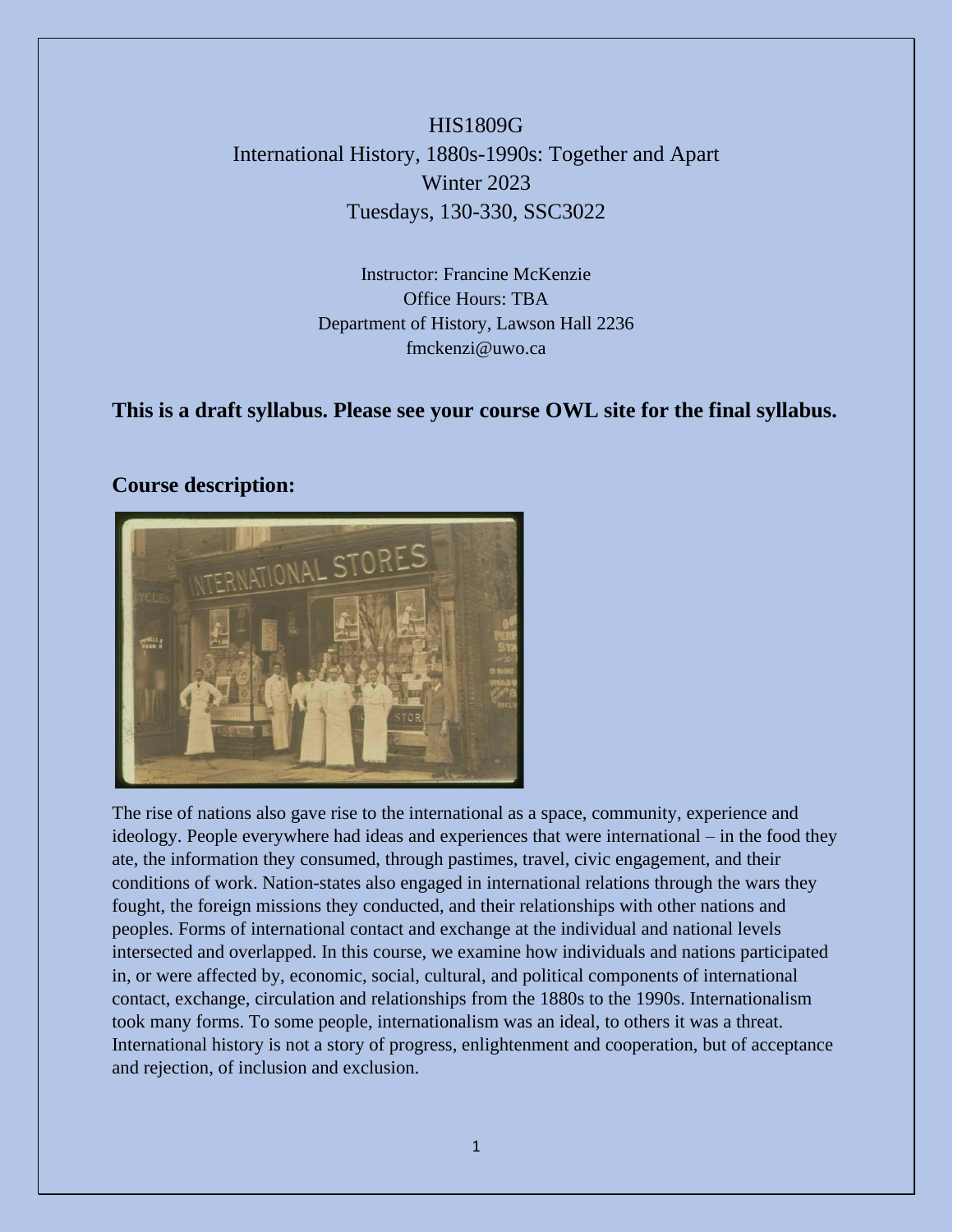HIS1809G

International History, 1880s-1990s: Together and Apart

Winter 2023

Tuesdays, 130-330, SSC3022

Instructor: Francine McKenzie

Office Hours: TBA

Department of History, Lawson Hall 2236

fmckenzi@uwo.ca

**This is a draft syllabus. Please see your course OWL site for the final syllabus.**

## Course description:

The rise of nations also gave rise to the international as a space, community, experience and ideology. People everywhere had ideas and experiences that were international – in the food they ate, the information they consumed, through pastimes, travel, civic engagement, and their conditions of work. Nation-states also engaged in international relations through the wars they fought, the foreign missions they conducted, and their relationships with other nations and peoples. Forms of international contact and exchange at the individual and national levels intersected and overlapped. In this course, we examine how individuals and nations participated in, or were affected by, economic, social, cultural, and political components of international contact, exchange, circulation and relationships from the 1880s to the 1990s. Internationalism took many forms. To some people, internationalism was an ideal, to others it was a threat. International history is not a story of progress, enlightenment and cooperation, but of acceptance and rejection, of inclusion and exclusion.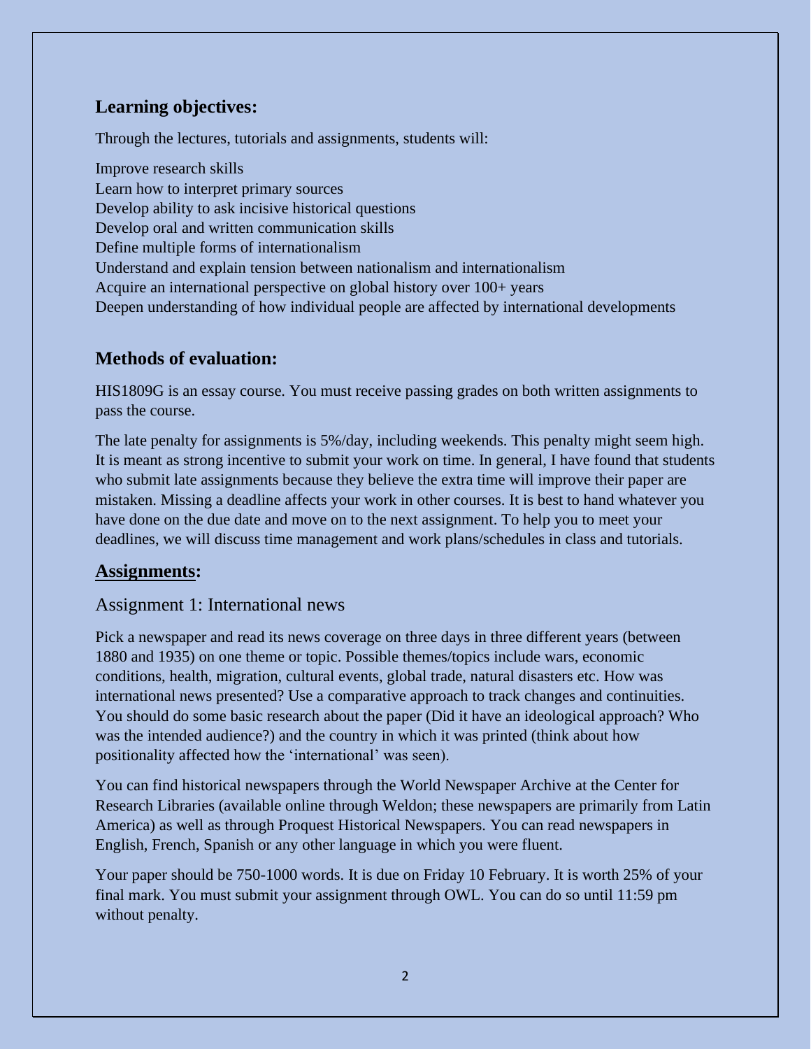## Learning objectives:

Through the lectures, tutorials and assignments, students will:

Improve research skills
Learn how to interpret primary sources
Develop ability to ask incisive historical questions
Develop oral and written communication skills
Define multiple forms of internationalism
Understand and explain tension between nationalism and internationalism
Acquire an international perspective on global history over 100+ years
Deepen understanding of how individual people are affected by international developments

## Methods of evaluation:

HIS1809G is an essay course. You must receive passing grades on both written assignments to pass the course.

The late penalty for assignments is 5%/day, including weekends. This penalty might seem high. It is meant as strong incentive to submit your work on time. In general, I have found that students who submit late assignments because they believe the extra time will improve their paper are mistaken. Missing a deadline affects your work in other courses. It is best to hand whatever you have done on the due date and move on to the next assignment. To help you to meet your deadlines, we will discuss time management and work plans/schedules in class and tutorials.

## Assignments:

### Assignment 1: International news

Pick a newspaper and read its news coverage on three days in three different years (between 1880 and 1935) on one theme or topic. Possible themes/topics include wars, economic conditions, health, migration, cultural events, global trade, natural disasters etc. How was international news presented? Use a comparative approach to track changes and continuities. You should do some basic research about the paper (Did it have an ideological approach? Who was the intended audience?) and the country in which it was printed (think about how positionality affected how the 'international' was seen).

You can find historical newspapers through the World Newspaper Archive at the Center for Research Libraries (available online through Weldon; these newspapers are primarily from Latin America) as well as through Proquest Historical Newspapers. You can read newspapers in English, French, Spanish or any other language in which you were fluent.

Your paper should be 750-1000 words. It is due on Friday 10 February. It is worth 25% of your final mark. You must submit your assignment through OWL. You can do so until 11:59 pm without penalty.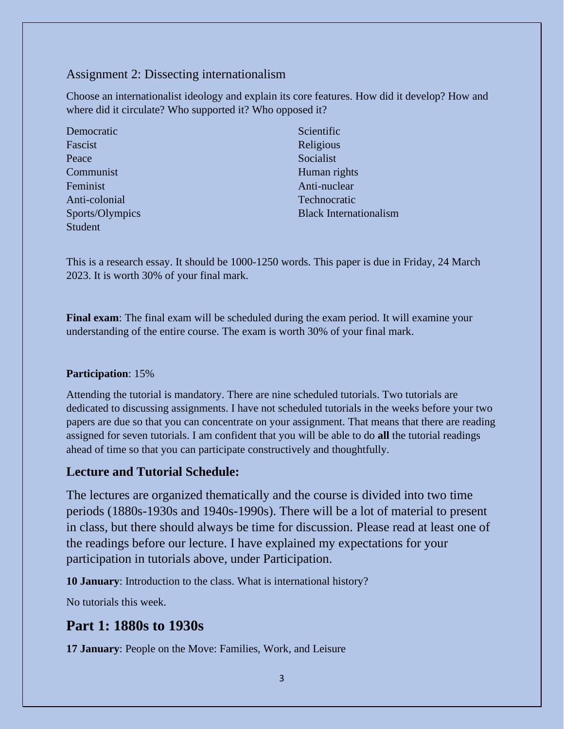Assignment 2: Dissecting internationalism

Choose an internationalist ideology and explain its core features. How did it develop? How and where did it circulate? Who supported it? Who opposed it?

- Democratic
- Fascist
- Peace
- Communist
- Feminist
- Anti-colonial
- Sports/Olympics
- Student
- Scientific
- Religious
- Socialist
- Human rights
- Anti-nuclear
- Technocratic
- Black Internationalism

This is a research essay. It should be 1000-1250 words. This paper is due in Friday, 24 March 2023. It is worth 30% of your final mark.

**Final exam**: The final exam will be scheduled during the exam period. It will examine your understanding of the entire course. The exam is worth 30% of your final mark.

**Participation**: 15%

Attending the tutorial is mandatory. There are nine scheduled tutorials. Two tutorials are dedicated to discussing assignments. I have not scheduled tutorials in the weeks before your two papers are due so that you can concentrate on your assignment. That means that there are reading assigned for seven tutorials. I am confident that you will be able to do **all** the tutorial readings ahead of time so that you can participate constructively and thoughtfully.

### Lecture and Tutorial Schedule:

The lectures are organized thematically and the course is divided into two time periods (1880s-1930s and 1940s-1990s). There will be a lot of material to present in class, but there should always be time for discussion. Please read at least one of the readings before our lecture. I have explained my expectations for your participation in tutorials above, under Participation.

**10 January**: Introduction to the class. What is international history?

No tutorials this week.

## Part 1: 1880s to 1930s

**17 January**: People on the Move: Families, Work, and Leisure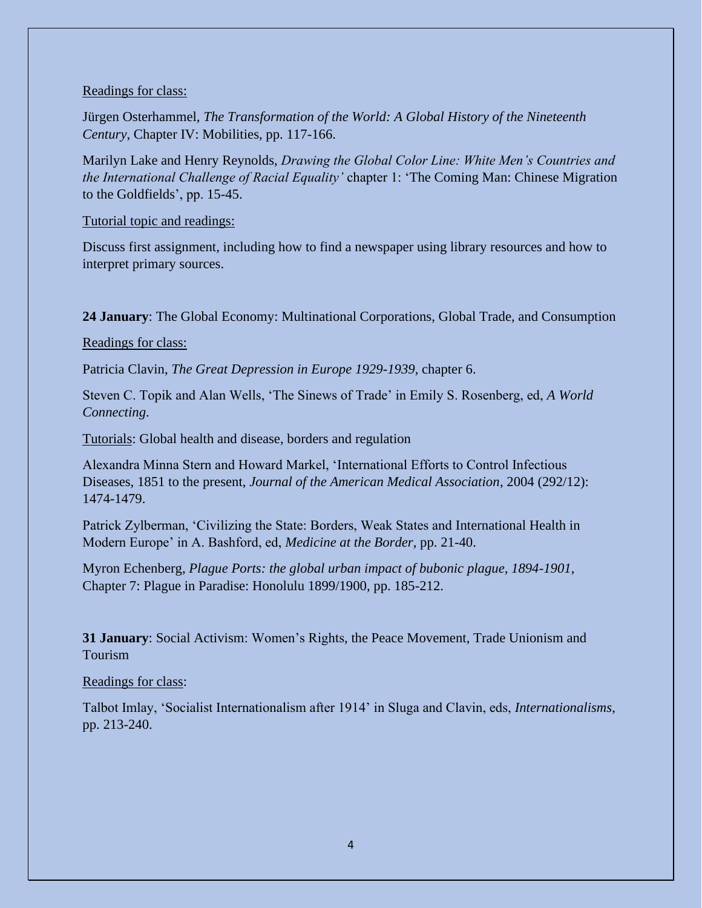Readings for class:

Jürgen Osterhammel, *The Transformation of the World: A Global History of the Nineteenth Century*, Chapter IV: Mobilities, pp. 117-166.

Marilyn Lake and Henry Reynolds, *Drawing the Global Color Line: White Men's Countries and the International Challenge of Racial Equality'* chapter 1: 'The Coming Man: Chinese Migration to the Goldfields', pp. 15-45.

Tutorial topic and readings:

Discuss first assignment, including how to find a newspaper using library resources and how to interpret primary sources.

**24 January**: The Global Economy: Multinational Corporations, Global Trade, and Consumption

Readings for class:

Patricia Clavin, *The Great Depression in Europe 1929-1939*, chapter 6.

Steven C. Topik and Alan Wells, 'The Sinews of Trade' in Emily S. Rosenberg, ed, *A World Connecting*.

Tutorials: Global health and disease, borders and regulation

Alexandra Minna Stern and Howard Markel, 'International Efforts to Control Infectious Diseases, 1851 to the present, *Journal of the American Medical Association*, 2004 (292/12): 1474-1479.

Patrick Zylberman, 'Civilizing the State: Borders, Weak States and International Health in Modern Europe' in A. Bashford, ed, *Medicine at the Border*, pp. 21-40.

Myron Echenberg, *Plague Ports: the global urban impact of bubonic plague, 1894-1901*, Chapter 7: Plague in Paradise: Honolulu 1899/1900, pp. 185-212.

**31 January**: Social Activism: Women's Rights, the Peace Movement, Trade Unionism and Tourism

Readings for class:

Talbot Imlay, 'Socialist Internationalism after 1914' in Sluga and Clavin, eds, *Internationalisms*, pp. 213-240.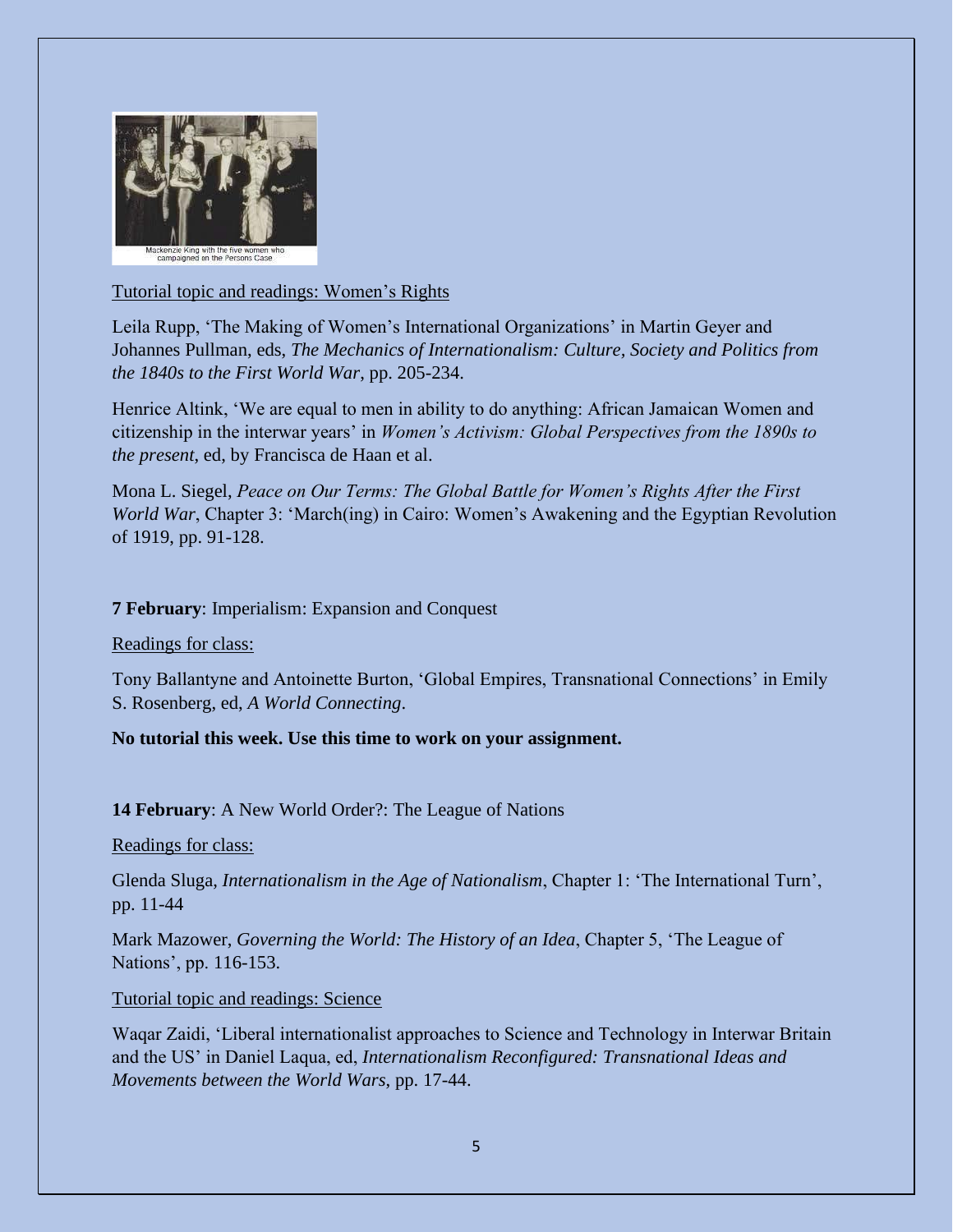Mackenzie King with the five women who campaigned on the Persons Case.

Tutorial topic and readings: Women's Rights

Leila Rupp, 'The Making of Women's International Organizations' in Martin Geyer and Johannes Pullman, eds, *The Mechanics of Internationalism: Culture, Society and Politics from the 1840s to the First World War*, pp. 205-234.

Henrice Altink, 'We are equal to men in ability to do anything: African Jamaican Women and citizenship in the interwar years' in *Women's Activism: Global Perspectives from the 1890s to the present*, ed, by Francisca de Haan et al.

Mona L. Siegel, *Peace on Our Terms: The Global Battle for Women's Rights After the First World War*, Chapter 3: 'March(ing) in Cairo: Women's Awakening and the Egyptian Revolution of 1919, pp. 91-128.

**7 February**: Imperialism: Expansion and Conquest

Readings for class:

Tony Ballantyne and Antoinette Burton, 'Global Empires, Transnational Connections' in Emily S. Rosenberg, ed, *A World Connecting*.

**No tutorial this week. Use this time to work on your assignment.**

**14 February**: A New World Order?: The League of Nations

Readings for class:

Glenda Sluga, *Internationalism in the Age of Nationalism*, Chapter 1: 'The International Turn', pp. 11-44

Mark Mazower, *Governing the World: The History of an Idea*, Chapter 5, 'The League of Nations', pp. 116-153.

Tutorial topic and readings: Science

Waqar Zaidi, 'Liberal internationalist approaches to Science and Technology in Interwar Britain and the US' in Daniel Laqua, ed, *Internationalism Reconfigured: Transnational Ideas and Movements between the World Wars*, pp. 17-44.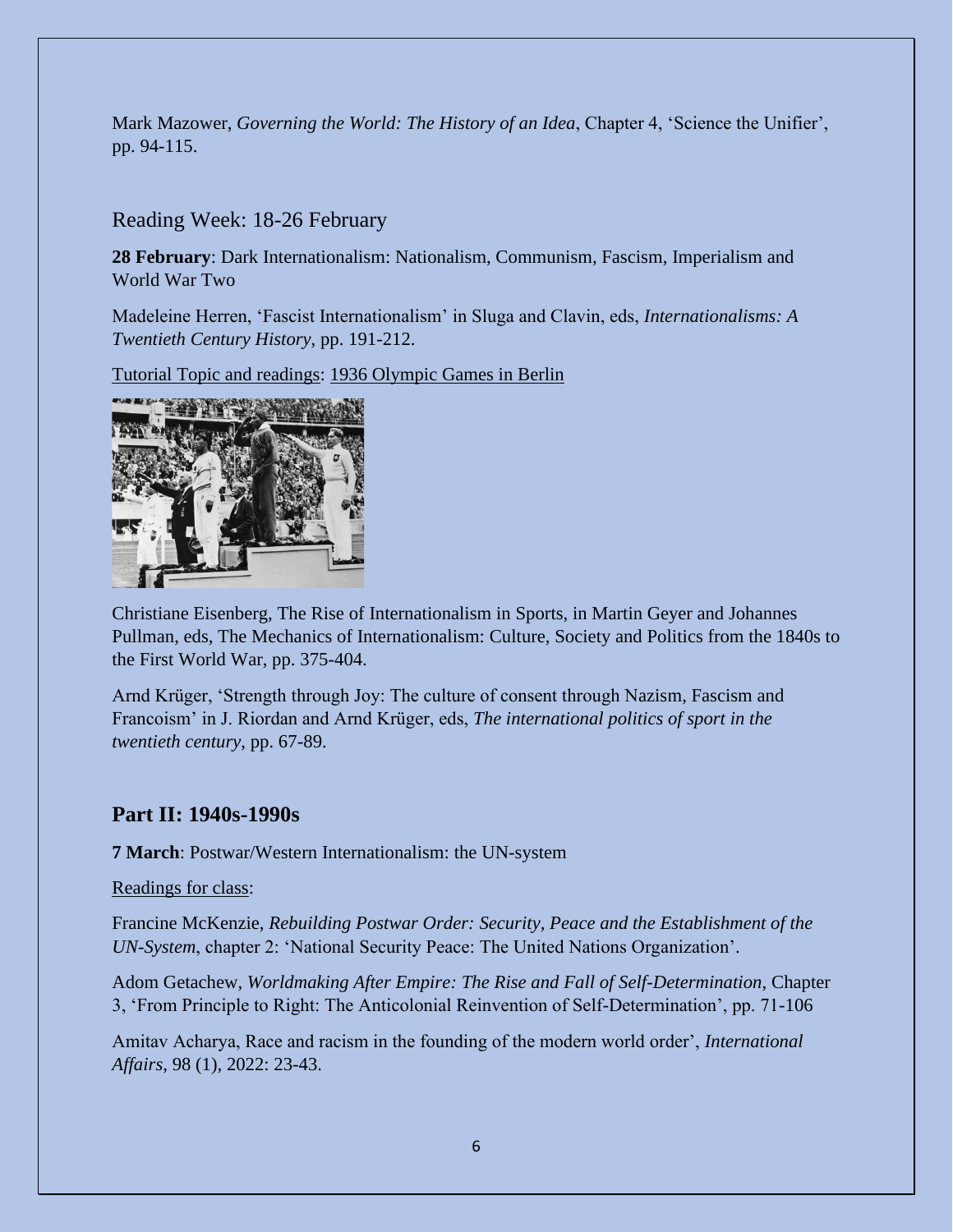Mark Mazower, *Governing the World: The History of an Idea*, Chapter 4, 'Science the Unifier', pp. 94-115.

## Reading Week: 18-26 February

**28 February**: Dark Internationalism: Nationalism, Communism, Fascism, Imperialism and World War Two

Madeleine Herren, 'Fascist Internationalism' in Sluga and Clavin, eds, *Internationalisms: A Twentieth Century History*, pp. 191-212.

Tutorial Topic and readings: 1936 Olympic Games in Berlin

Christiane Eisenberg, The Rise of Internationalism in Sports, in Martin Geyer and Johannes Pullman, eds, The Mechanics of Internationalism: Culture, Society and Politics from the 1840s to the First World War, pp. 375-404.

Arnd Krüger, 'Strength through Joy: The culture of consent through Nazism, Fascism and Francoism' in J. Riordan and Arnd Krüger, eds, *The international politics of sport in the twentieth century*, pp. 67-89.

## Part II: 1940s-1990s

**7 March**: Postwar/Western Internationalism: the UN-system

Readings for class:

Francine McKenzie, *Rebuilding Postwar Order: Security, Peace and the Establishment of the UN-System*, chapter 2: 'National Security Peace: The United Nations Organization'.

Adom Getachew, *Worldmaking After Empire: The Rise and Fall of Self-Determination*, Chapter 3, 'From Principle to Right: The Anticolonial Reinvention of Self-Determination', pp. 71-106

Amitav Acharya, Race and racism in the founding of the modern world order', *International Affairs*, 98 (1), 2022: 23-43.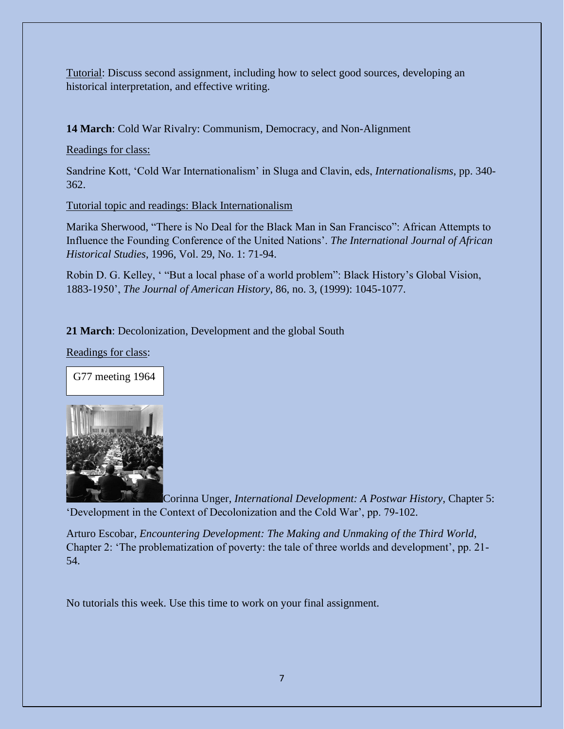Tutorial: Discuss second assignment, including how to select good sources, developing an historical interpretation, and effective writing.

**14 March**: Cold War Rivalry: Communism, Democracy, and Non-Alignment

Readings for class:

Sandrine Kott, 'Cold War Internationalism' in Sluga and Clavin, eds, *Internationalisms*, pp. 340-362.

Tutorial topic and readings: Black Internationalism

Marika Sherwood, "There is No Deal for the Black Man in San Francisco": African Attempts to Influence the Founding Conference of the United Nations'. *The International Journal of African Historical Studies*, 1996, Vol. 29, No. 1: 71-94.

Robin D. G. Kelley, ' "But a local phase of a world problem": Black History's Global Vision, 1883-1950', *The Journal of American History*, 86, no. 3, (1999): 1045-1077.

**21 March**: Decolonization, Development and the global South

Readings for class:

G77 meeting 1964

Corinna Unger, *International Development: A Postwar History*, Chapter 5: 'Development in the Context of Decolonization and the Cold War', pp. 79-102.

Arturo Escobar, *Encountering Development: The Making and Unmaking of the Third World*, Chapter 2: 'The problematization of poverty: the tale of three worlds and development', pp. 21-54.

No tutorials this week. Use this time to work on your final assignment.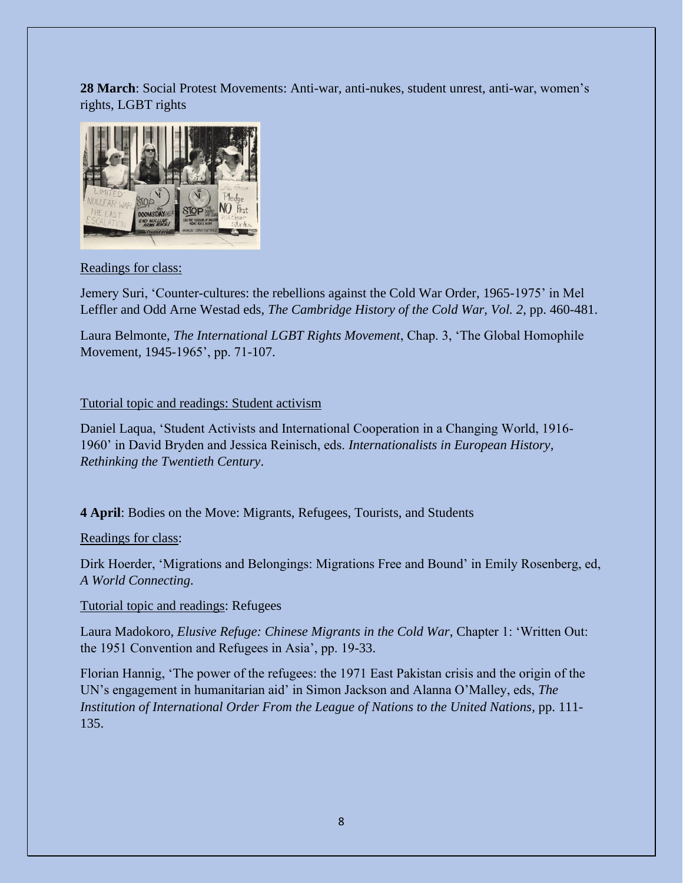**28 March**: Social Protest Movements: Anti-war, anti-nukes, student unrest, anti-war, women's rights, LGBT rights

Readings for class:

Jemery Suri, 'Counter-cultures: the rebellions against the Cold War Order, 1965-1975' in Mel Leffler and Odd Arne Westad eds, *The Cambridge History of the Cold War, Vol. 2*, pp. 460-481.

Laura Belmonte, *The International LGBT Rights Movement*, Chap. 3, 'The Global Homophile Movement, 1945-1965', pp. 71-107.

Tutorial topic and readings: Student activism

Daniel Laqua, 'Student Activists and International Cooperation in a Changing World, 1916-1960' in David Bryden and Jessica Reinisch, eds. *Internationalists in European History, Rethinking the Twentieth Century*.

**4 April**: Bodies on the Move: Migrants, Refugees, Tourists, and Students

Readings for class:

Dirk Hoerder, 'Migrations and Belongings: Migrations Free and Bound' in Emily Rosenberg, ed, *A World Connecting*.

Tutorial topic and readings: Refugees

Laura Madokoro, *Elusive Refuge: Chinese Migrants in the Cold War*, Chapter 1: 'Written Out: the 1951 Convention and Refugees in Asia', pp. 19-33.

Florian Hannig, 'The power of the refugees: the 1971 East Pakistan crisis and the origin of the UN's engagement in humanitarian aid' in Simon Jackson and Alanna O'Malley, eds, *The Institution of International Order From the League of Nations to the United Nations*, pp. 111-135.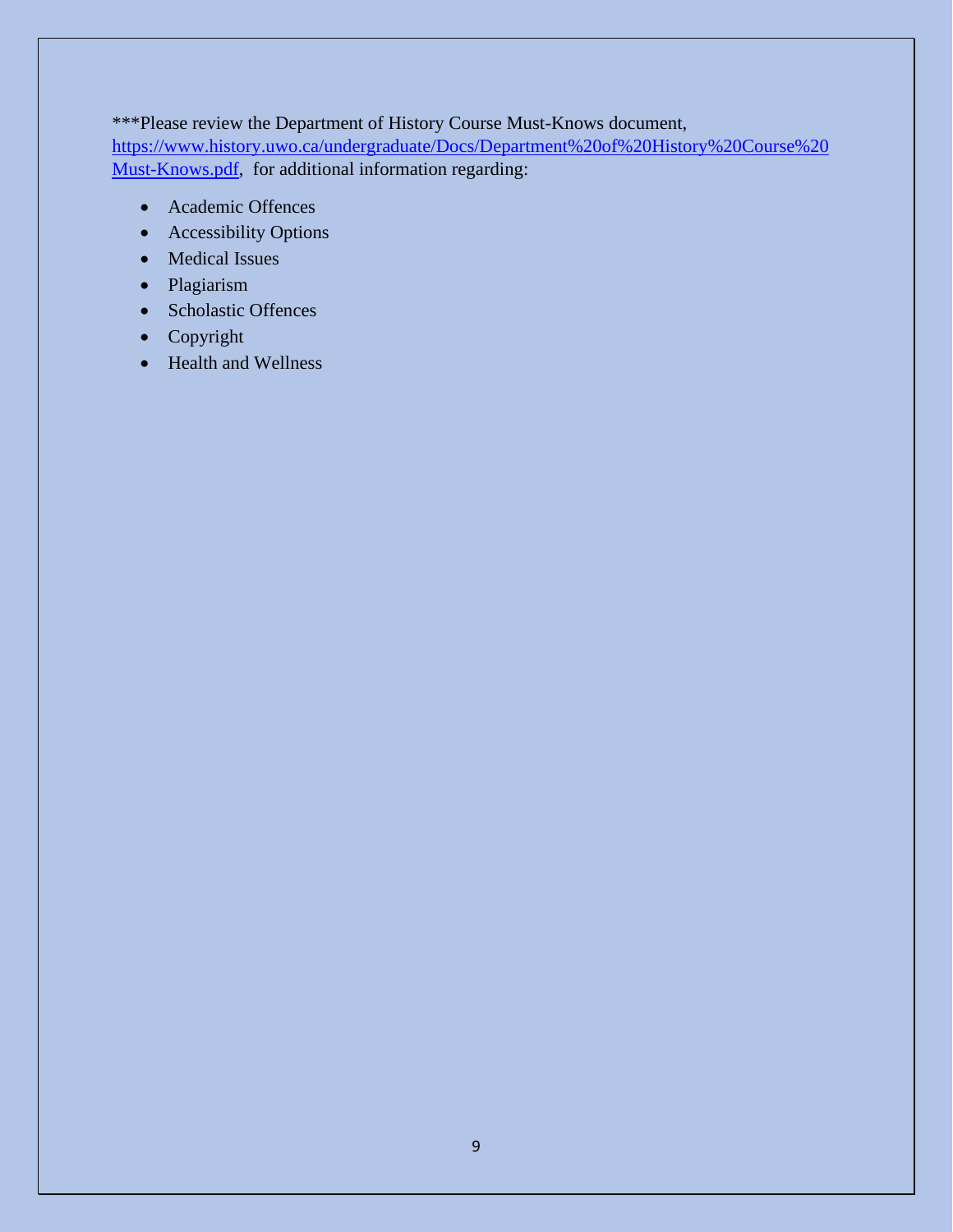***Please review the Department of History Course Must-Knows document, [https://www.history.uwo.ca/undergraduate/Docs/Department%20of%20History%20Course%20Must-Knows.pdf](https://www.history.uwo.ca/undergraduate/Docs/Department%20of%20History%20Course%20Must-Knows.pdf), for additional information regarding:

- Academic Offences
- Accessibility Options
- Medical Issues
- Plagiarism
- Scholastic Offences
- Copyright
- Health and Wellness